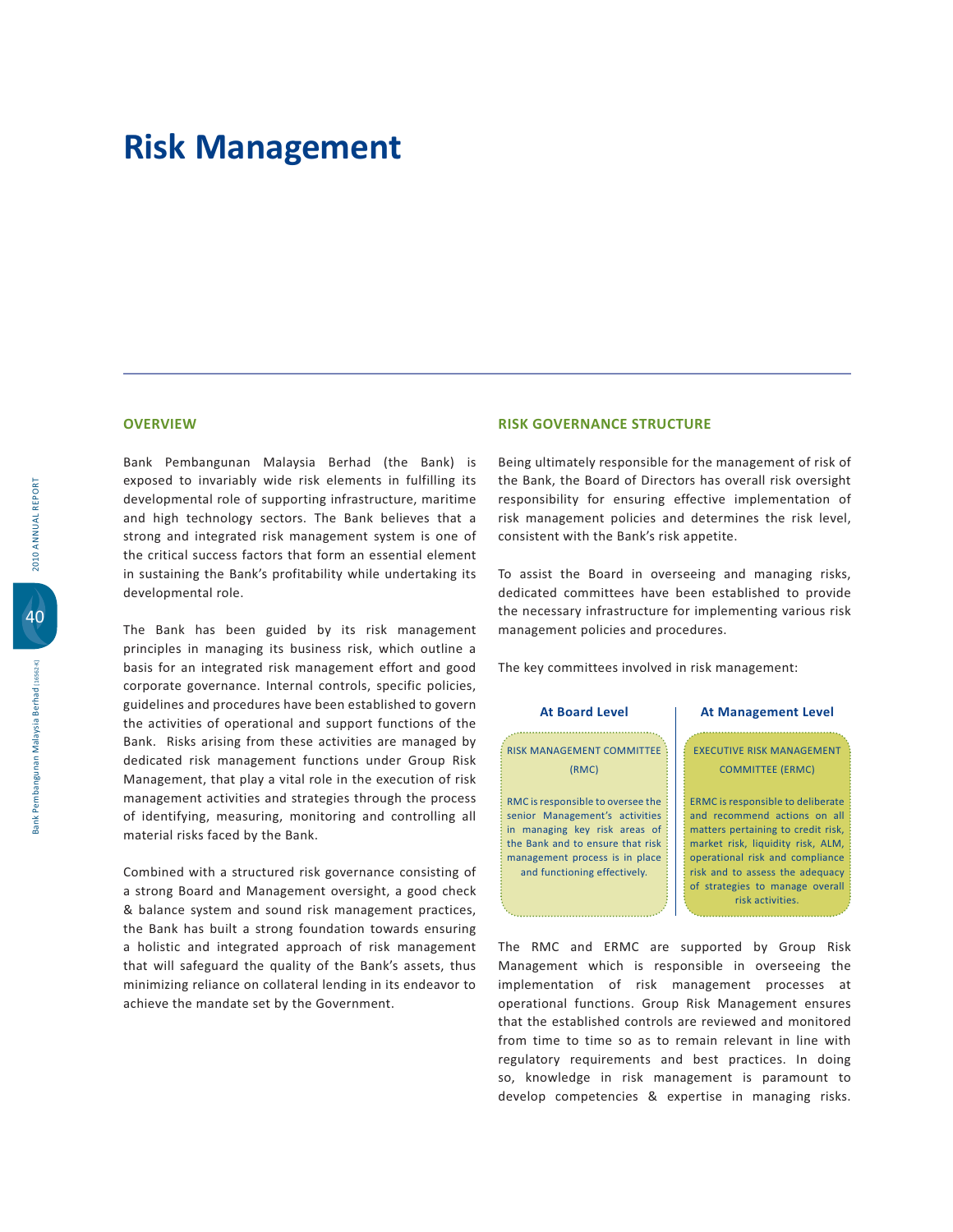# Risk Management

## OVERVIEW

Bank Pembangunan Malaysia Berhad (the Bank) is exposed to invariably wide risk elements in fulfilling its developmental role of supporting infrastructure, maritime and high technology sectors. The Bank believes that a strong and integrated risk management system is one of the critical success factors that form an essential element in sustaining the Bank's profitability while undertaking its developmental role.

The Bank has been guided by its risk management principles in managing its business risk, which outline a basis for an integrated risk management effort and good corporate governance. Internal controls, specific policies, guidelines and procedures have been established to govern the activities of operational and support functions of the Bank. Risks arising from these activities are managed by dedicated risk management functions under Group Risk Management, that play a vital role in the execution of risk management activities and strategies through the process of identifying, measuring, monitoring and controlling all material risks faced by the Bank.

Combined with a structured risk governance consisting of a strong Board and Management oversight, a good check & balance system and sound risk management practices, the Bank has built a strong foundation towards ensuring a holistic and integrated approach of risk management that will safeguard the quality of the Bank's assets, thus minimizing reliance on collateral lending in its endeavor to achieve the mandate set by the Government.

## RISK GOVERNANCE STRUCTURE

Being ultimately responsible for the management of risk of the Bank, the Board of Directors has overall risk oversight responsibility for ensuring effective implementation of risk management policies and determines the risk level, consistent with the Bank's risk appetite.

To assist the Board in overseeing and managing risks, dedicated committees have been established to provide the necessary infrastructure for implementing various risk management policies and procedures.

The key committees involved in risk management:

| At Board Level | At Management Level |
|---|---|
| RISK MANAGEMENT COMMITTEE (RMC) | EXECUTIVE RISK MANAGEMENT COMMITTEE (ERMC) |
| RMC is responsible to oversee the senior Management's activities in managing key risk areas of the Bank and to ensure that risk management process is in place and functioning effectively. | ERMC is responsible to deliberate and recommend actions on all matters pertaining to credit risk, market risk, liquidity risk, ALM, operational risk and compliance risk and to assess the adequacy of strategies to manage overall risk activities. |

The RMC and ERMC are supported by Group Risk Management which is responsible in overseeing the implementation of risk management processes at operational functions. Group Risk Management ensures that the established controls are reviewed and monitored from time to time so as to remain relevant in line with regulatory requirements and best practices. In doing so, knowledge in risk management is paramount to develop competencies & expertise in managing risks.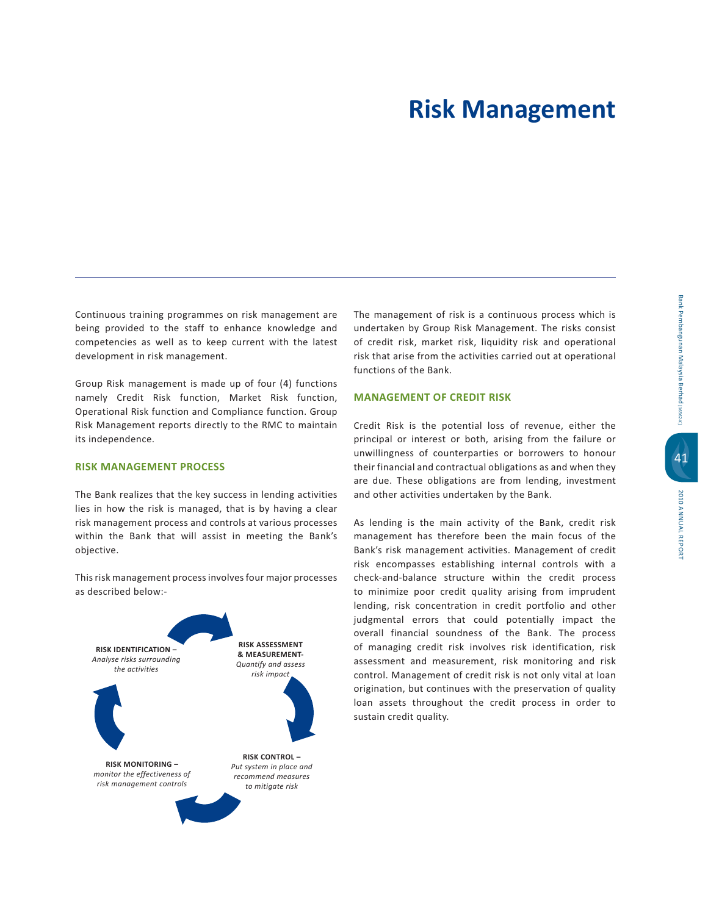# Risk Management

Continuous training programmes on risk management are being provided to the staff to enhance knowledge and competencies as well as to keep current with the latest development in risk management.

Group Risk management is made up of four (4) functions namely Credit Risk function, Market Risk function, Operational Risk function and Compliance function. Group Risk Management reports directly to the RMC to maintain its independence.

## RISK MANAGEMENT PROCESS

The Bank realizes that the key success in lending activities lies in how the risk is managed, that is by having a clear risk management process and controls at various processes within the Bank that will assist in meeting the Bank's objective.

This risk management process involves four major processes as described below:-

**RISK IDENTIFICATION –** *Analyse risks surrounding the activities*

**RISK ASSESSMENT & MEASUREMENT-** *Quantify and assess risk impact*

**RISK CONTROL –** *Put system in place and recommend measures to mitigate risk*

**RISK MONITORING –** *monitor the effectiveness of risk management controls*

The management of risk is a continuous process which is undertaken by Group Risk Management. The risks consist of credit risk, market risk, liquidity risk and operational risk that arise from the activities carried out at operational functions of the Bank.

## MANAGEMENT OF CREDIT RISK

Credit Risk is the potential loss of revenue, either the principal or interest or both, arising from the failure or unwillingness of counterparties or borrowers to honour their financial and contractual obligations as and when they are due. These obligations are from lending, investment and other activities undertaken by the Bank.

As lending is the main activity of the Bank, credit risk management has therefore been the main focus of the Bank's risk management activities. Management of credit risk encompasses establishing internal controls with a check-and-balance structure within the credit process to minimize poor credit quality arising from imprudent lending, risk concentration in credit portfolio and other judgmental errors that could potentially impact the overall financial soundness of the Bank. The process of managing credit risk involves risk identification, risk assessment and measurement, risk monitoring and risk control. Management of credit risk is not only vital at loan origination, but continues with the preservation of quality loan assets throughout the credit process in order to sustain credit quality.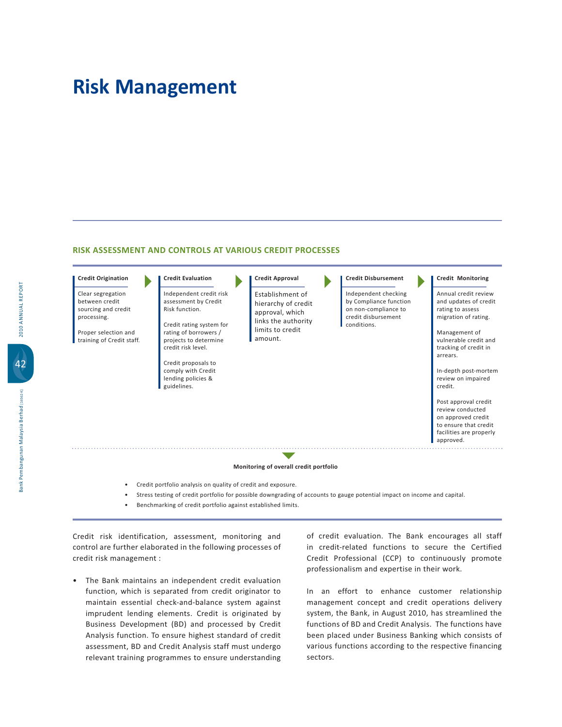# Risk Management

### RISK ASSESSMENT AND CONTROLS AT VARIOUS CREDIT PROCESSES

| Credit Origination | Credit Evaluation | Credit Approval | Credit Disbursement | Credit Monitoring |
|---|---|---|---|---|
| Clear segregation between credit sourcing and credit processing.<br><br>Proper selection and training of Credit staff. | Independent credit risk assessment by Credit Risk function.<br><br>Credit rating system for rating of borrowers / projects to determine credit risk level.<br><br>Credit proposals to comply with Credit lending policies & guidelines. | Establishment of hierarchy of credit approval, which links the authority limits to credit amount. | Independent checking by Compliance function on non-compliance to credit disbursement conditions. | Annual credit review and updates of credit rating to assess migration of rating.<br><br>Management of vulnerable credit and tracking of credit in arrears.<br><br>In-depth post-mortem review on impaired credit.<br><br>Post approval credit review conducted on approved credit to ensure that credit facilities are properly approved. |

**Monitoring of overall credit portfolio**

- Credit portfolio analysis on quality of credit and exposure.
- Stress testing of credit portfolio for possible downgrading of accounts to gauge potential impact on income and capital.
- Benchmarking of credit portfolio against established limits.

Credit risk identification, assessment, monitoring and control are further elaborated in the following processes of credit risk management :

- The Bank maintains an independent credit evaluation function, which is separated from credit originator to maintain essential check-and-balance system against imprudent lending elements. Credit is originated by Business Development (BD) and processed by Credit Analysis function. To ensure highest standard of credit assessment, BD and Credit Analysis staff must undergo relevant training programmes to ensure understanding of credit evaluation. The Bank encourages all staff in credit-related functions to secure the Certified Credit Professional (CCP) to continuously promote professionalism and expertise in their work.

  In an effort to enhance customer relationship management concept and credit operations delivery system, the Bank, in August 2010, has streamlined the functions of BD and Credit Analysis. The functions have been placed under Business Banking which consists of various functions according to the respective financing sectors.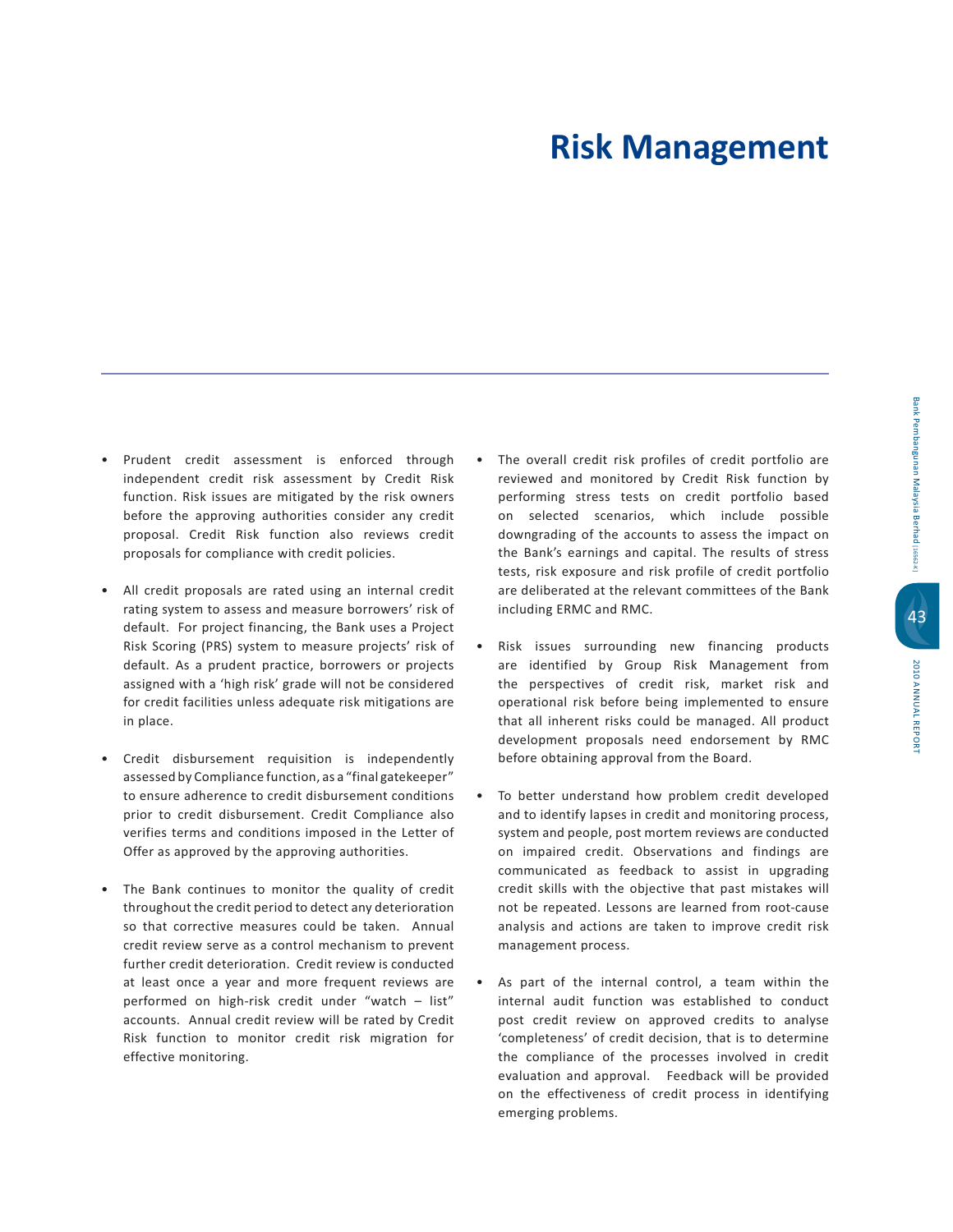# Risk Management

- Prudent credit assessment is enforced through independent credit risk assessment by Credit Risk function. Risk issues are mitigated by the risk owners before the approving authorities consider any credit proposal. Credit Risk function also reviews credit proposals for compliance with credit policies.

- All credit proposals are rated using an internal credit rating system to assess and measure borrowers' risk of default. For project financing, the Bank uses a Project Risk Scoring (PRS) system to measure projects' risk of default. As a prudent practice, borrowers or projects assigned with a 'high risk' grade will not be considered for credit facilities unless adequate risk mitigations are in place.

- Credit disbursement requisition is independently assessed by Compliance function, as a "final gatekeeper" to ensure adherence to credit disbursement conditions prior to credit disbursement. Credit Compliance also verifies terms and conditions imposed in the Letter of Offer as approved by the approving authorities.

- The Bank continues to monitor the quality of credit throughout the credit period to detect any deterioration so that corrective measures could be taken. Annual credit review serve as a control mechanism to prevent further credit deterioration. Credit review is conducted at least once a year and more frequent reviews are performed on high-risk credit under "watch – list" accounts. Annual credit review will be rated by Credit Risk function to monitor credit risk migration for effective monitoring.

- The overall credit risk profiles of credit portfolio are reviewed and monitored by Credit Risk function by performing stress tests on credit portfolio based on selected scenarios, which include possible downgrading of the accounts to assess the impact on the Bank's earnings and capital. The results of stress tests, risk exposure and risk profile of credit portfolio are deliberated at the relevant committees of the Bank including ERMC and RMC.

- Risk issues surrounding new financing products are identified by Group Risk Management from the perspectives of credit risk, market risk and operational risk before being implemented to ensure that all inherent risks could be managed. All product development proposals need endorsement by RMC before obtaining approval from the Board.

- To better understand how problem credit developed and to identify lapses in credit and monitoring process, system and people, post mortem reviews are conducted on impaired credit. Observations and findings are communicated as feedback to assist in upgrading credit skills with the objective that past mistakes will not be repeated. Lessons are learned from root-cause analysis and actions are taken to improve credit risk management process.

- As part of the internal control, a team within the internal audit function was established to conduct post credit review on approved credits to analyse 'completeness' of credit decision, that is to determine the compliance of the processes involved in credit evaluation and approval. Feedback will be provided on the effectiveness of credit process in identifying emerging problems.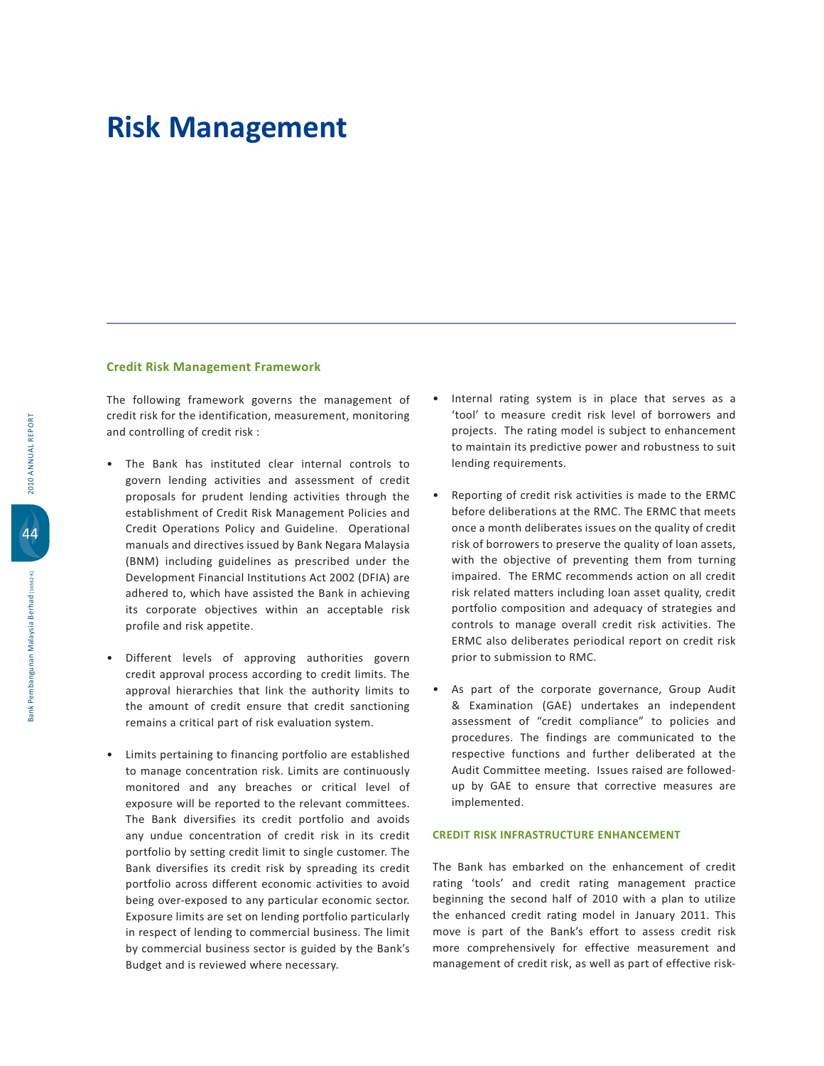# Risk Management

## Credit Risk Management Framework

The following framework governs the management of credit risk for the identification, measurement, monitoring and controlling of credit risk :

- The Bank has instituted clear internal controls to govern lending activities and assessment of credit proposals for prudent lending activities through the establishment of Credit Risk Management Policies and Credit Operations Policy and Guideline. Operational manuals and directives issued by Bank Negara Malaysia (BNM) including guidelines as prescribed under the Development Financial Institutions Act 2002 (DFIA) are adhered to, which have assisted the Bank in achieving its corporate objectives within an acceptable risk profile and risk appetite.

- Different levels of approving authorities govern credit approval process according to credit limits. The approval hierarchies that link the authority limits to the amount of credit ensure that credit sanctioning remains a critical part of risk evaluation system.

- Limits pertaining to financing portfolio are established to manage concentration risk. Limits are continuously monitored and any breaches or critical level of exposure will be reported to the relevant committees. The Bank diversifies its credit portfolio and avoids any undue concentration of credit risk in its credit portfolio by setting credit limit to single customer. The Bank diversifies its credit risk by spreading its credit portfolio across different economic activities to avoid being over-exposed to any particular economic sector. Exposure limits are set on lending portfolio particularly in respect of lending to commercial business. The limit by commercial business sector is guided by the Bank's Budget and is reviewed where necessary.

- Internal rating system is in place that serves as a 'tool' to measure credit risk level of borrowers and projects. The rating model is subject to enhancement to maintain its predictive power and robustness to suit lending requirements.

- Reporting of credit risk activities is made to the ERMC before deliberations at the RMC. The ERMC that meets once a month deliberates issues on the quality of credit risk of borrowers to preserve the quality of loan assets, with the objective of preventing them from turning impaired. The ERMC recommends action on all credit risk related matters including loan asset quality, credit portfolio composition and adequacy of strategies and controls to manage overall credit risk activities. The ERMC also deliberates periodical report on credit risk prior to submission to RMC.

- As part of the corporate governance, Group Audit & Examination (GAE) undertakes an independent assessment of "credit compliance" to policies and procedures. The findings are communicated to the respective functions and further deliberated at the Audit Committee meeting. Issues raised are followed-up by GAE to ensure that corrective measures are implemented.

### CREDIT RISK INFRASTRUCTURE ENHANCEMENT

The Bank has embarked on the enhancement of credit rating 'tools' and credit rating management practice beginning the second half of 2010 with a plan to utilize the enhanced credit rating model in January 2011. This move is part of the Bank's effort to assess credit risk more comprehensively for effective measurement and management of credit risk, as well as part of effective risk-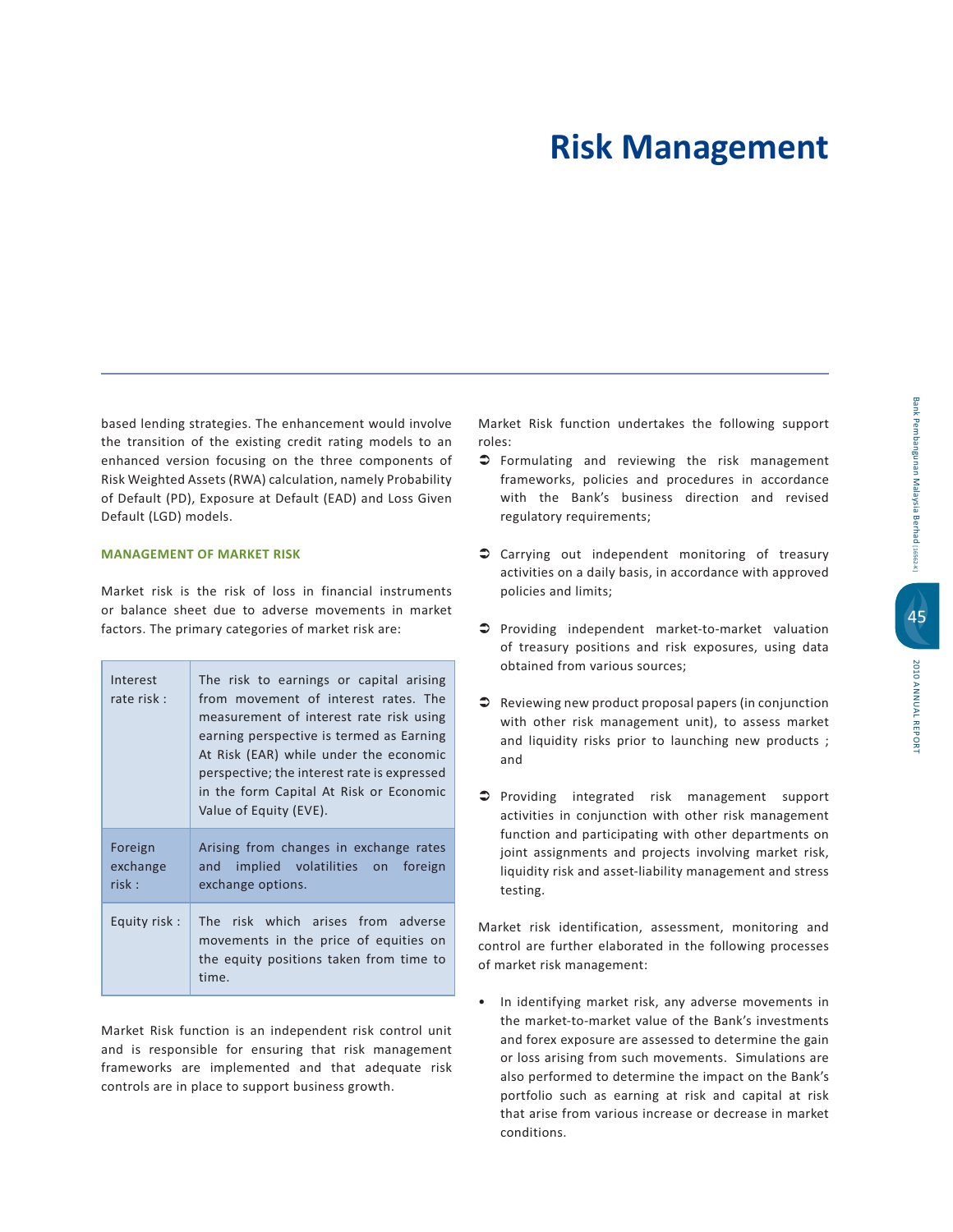# Risk Management

based lending strategies. The enhancement would involve the transition of the existing credit rating models to an enhanced version focusing on the three components of Risk Weighted Assets (RWA) calculation, namely Probability of Default (PD), Exposure at Default (EAD) and Loss Given Default (LGD) models.

### MANAGEMENT OF MARKET RISK

Market risk is the risk of loss in financial instruments or balance sheet due to adverse movements in market factors. The primary categories of market risk are:

| | |
|---|---|
| Interest rate risk : | The risk to earnings or capital arising from movement of interest rates. The measurement of interest rate risk using earning perspective is termed as Earning At Risk (EAR) while under the economic perspective; the interest rate is expressed in the form Capital At Risk or Economic Value of Equity (EVE). |
| Foreign exchange risk : | Arising from changes in exchange rates and implied volatilities on foreign exchange options. |
| Equity risk : | The risk which arises from adverse movements in the price of equities on the equity positions taken from time to time. |

Market Risk function is an independent risk control unit and is responsible for ensuring that risk management frameworks are implemented and that adequate risk controls are in place to support business growth.

Market Risk function undertakes the following support roles:

- Formulating and reviewing the risk management frameworks, policies and procedures in accordance with the Bank's business direction and revised regulatory requirements;
- Carrying out independent monitoring of treasury activities on a daily basis, in accordance with approved policies and limits;
- Providing independent market-to-market valuation of treasury positions and risk exposures, using data obtained from various sources;
- Reviewing new product proposal papers (in conjunction with other risk management unit), to assess market and liquidity risks prior to launching new products ; and
- Providing integrated risk management support activities in conjunction with other risk management function and participating with other departments on joint assignments and projects involving market risk, liquidity risk and asset-liability management and stress testing.

Market risk identification, assessment, monitoring and control are further elaborated in the following processes of market risk management:

- In identifying market risk, any adverse movements in the market-to-market value of the Bank's investments and forex exposure are assessed to determine the gain or loss arising from such movements. Simulations are also performed to determine the impact on the Bank's portfolio such as earning at risk and capital at risk that arise from various increase or decrease in market conditions.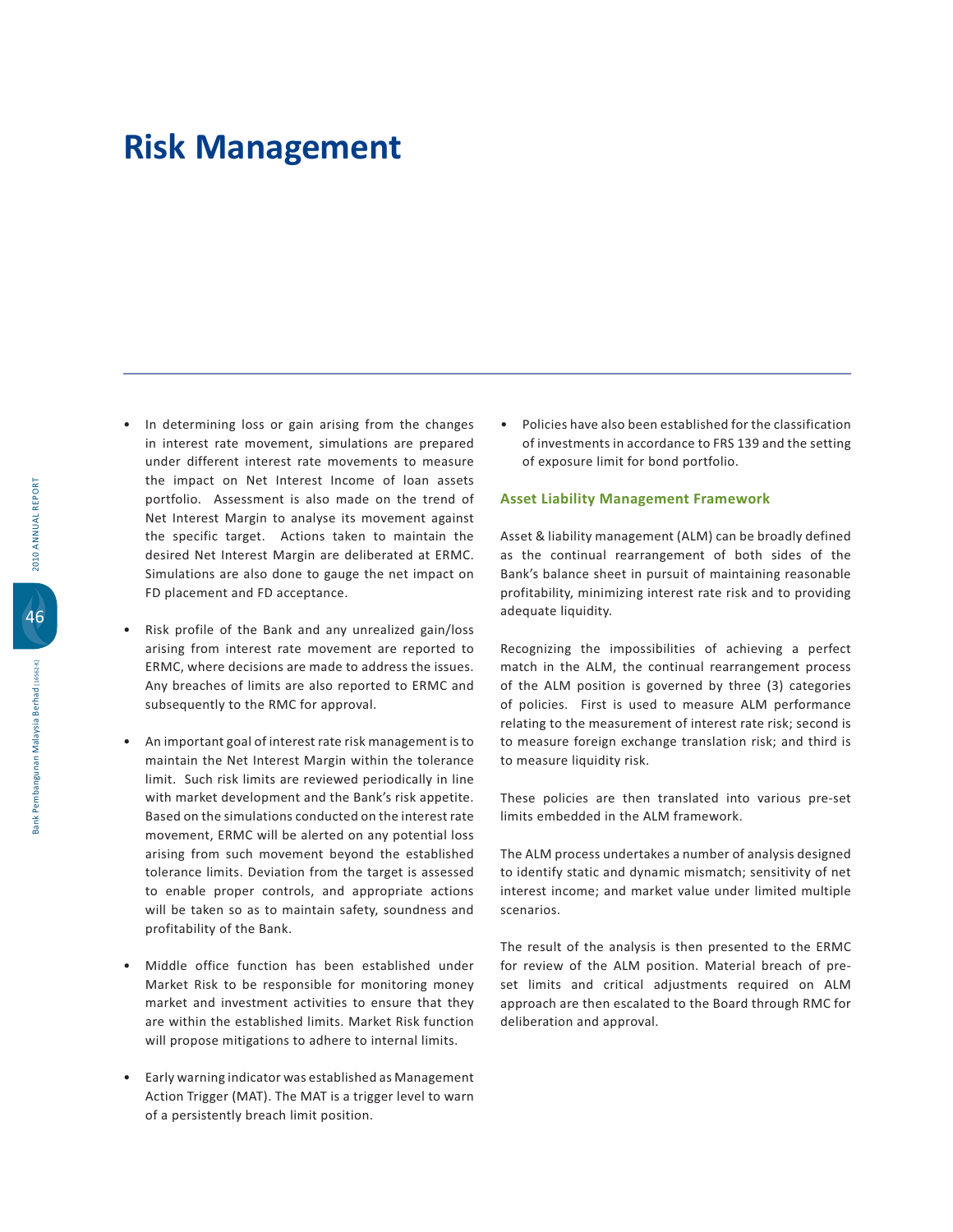# Risk Management

- In determining loss or gain arising from the changes in interest rate movement, simulations are prepared under different interest rate movements to measure the impact on Net Interest Income of loan assets portfolio. Assessment is also made on the trend of Net Interest Margin to analyse its movement against the specific target. Actions taken to maintain the desired Net Interest Margin are deliberated at ERMC. Simulations are also done to gauge the net impact on FD placement and FD acceptance.

- Risk profile of the Bank and any unrealized gain/loss arising from interest rate movement are reported to ERMC, where decisions are made to address the issues. Any breaches of limits are also reported to ERMC and subsequently to the RMC for approval.

- An important goal of interest rate risk management is to maintain the Net Interest Margin within the tolerance limit. Such risk limits are reviewed periodically in line with market development and the Bank's risk appetite. Based on the simulations conducted on the interest rate movement, ERMC will be alerted on any potential loss arising from such movement beyond the established tolerance limits. Deviation from the target is assessed to enable proper controls, and appropriate actions will be taken so as to maintain safety, soundness and profitability of the Bank.

- Middle office function has been established under Market Risk to be responsible for monitoring money market and investment activities to ensure that they are within the established limits. Market Risk function will propose mitigations to adhere to internal limits.

- Early warning indicator was established as Management Action Trigger (MAT). The MAT is a trigger level to warn of a persistently breach limit position.

- Policies have also been established for the classification of investments in accordance to FRS 139 and the setting of exposure limit for bond portfolio.

### Asset Liability Management Framework

Asset & liability management (ALM) can be broadly defined as the continual rearrangement of both sides of the Bank's balance sheet in pursuit of maintaining reasonable profitability, minimizing interest rate risk and to providing adequate liquidity.

Recognizing the impossibilities of achieving a perfect match in the ALM, the continual rearrangement process of the ALM position is governed by three (3) categories of policies. First is used to measure ALM performance relating to the measurement of interest rate risk; second is to measure foreign exchange translation risk; and third is to measure liquidity risk.

These policies are then translated into various pre-set limits embedded in the ALM framework.

The ALM process undertakes a number of analysis designed to identify static and dynamic mismatch; sensitivity of net interest income; and market value under limited multiple scenarios.

The result of the analysis is then presented to the ERMC for review of the ALM position. Material breach of pre-set limits and critical adjustments required on ALM approach are then escalated to the Board through RMC for deliberation and approval.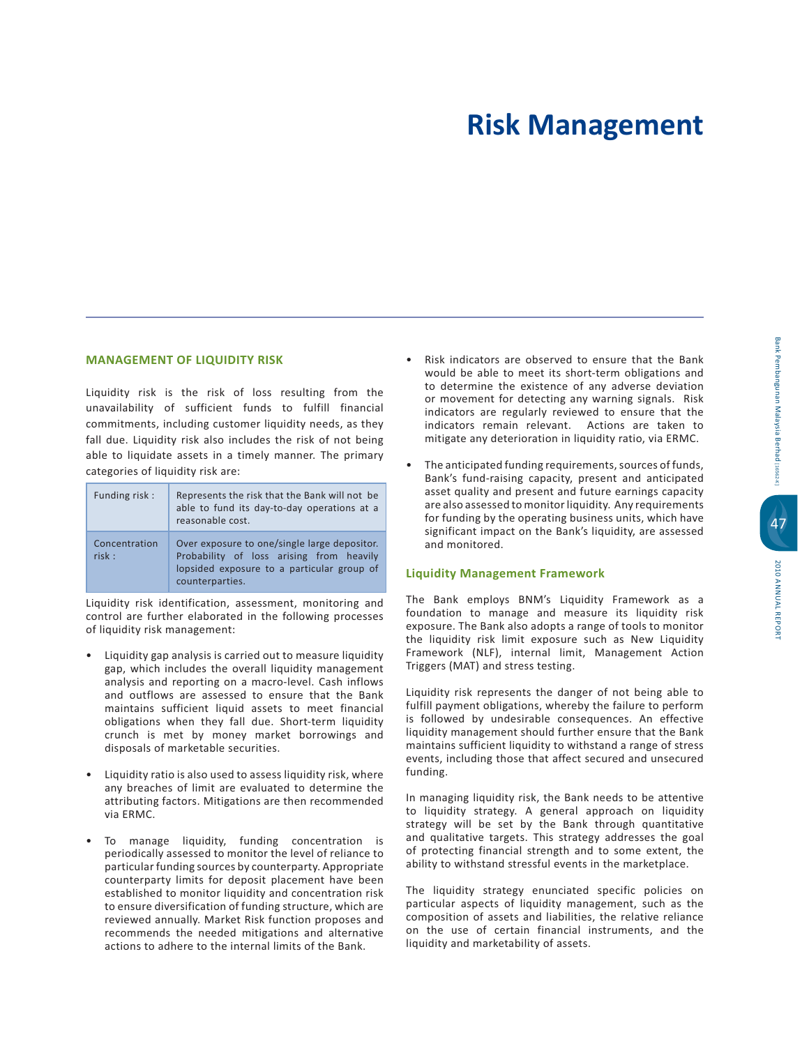# Risk Management

## MANAGEMENT OF LIQUIDITY RISK

Liquidity risk is the risk of loss resulting from the unavailability of sufficient funds to fulfill financial commitments, including customer liquidity needs, as they fall due. Liquidity risk also includes the risk of not being able to liquidate assets in a timely manner. The primary categories of liquidity risk are:

| | |
|---|---|
| Funding risk : | Represents the risk that the Bank will not be able to fund its day-to-day operations at a reasonable cost. |
| Concentration risk : | Over exposure to one/single large depositor. Probability of loss arising from heavily lopsided exposure to a particular group of counterparties. |

Liquidity risk identification, assessment, monitoring and control are further elaborated in the following processes of liquidity risk management:

- Liquidity gap analysis is carried out to measure liquidity gap, which includes the overall liquidity management analysis and reporting on a macro-level. Cash inflows and outflows are assessed to ensure that the Bank maintains sufficient liquid assets to meet financial obligations when they fall due. Short-term liquidity crunch is met by money market borrowings and disposals of marketable securities.

- Liquidity ratio is also used to assess liquidity risk, where any breaches of limit are evaluated to determine the attributing factors. Mitigations are then recommended via ERMC.

- To manage liquidity, funding concentration is periodically assessed to monitor the level of reliance to particular funding sources by counterparty. Appropriate counterparty limits for deposit placement have been established to monitor liquidity and concentration risk to ensure diversification of funding structure, which are reviewed annually. Market Risk function proposes and recommends the needed mitigations and alternative actions to adhere to the internal limits of the Bank.

- Risk indicators are observed to ensure that the Bank would be able to meet its short-term obligations and to determine the existence of any adverse deviation or movement for detecting any warning signals. Risk indicators are regularly reviewed to ensure that the indicators remain relevant. Actions are taken to mitigate any deterioration in liquidity ratio, via ERMC.

- The anticipated funding requirements, sources of funds, Bank's fund-raising capacity, present and anticipated asset quality and present and future earnings capacity are also assessed to monitor liquidity. Any requirements for funding by the operating business units, which have significant impact on the Bank's liquidity, are assessed and monitored.

### Liquidity Management Framework

The Bank employs BNM's Liquidity Framework as a foundation to manage and measure its liquidity risk exposure. The Bank also adopts a range of tools to monitor the liquidity risk limit exposure such as New Liquidity Framework (NLF), internal limit, Management Action Triggers (MAT) and stress testing.

Liquidity risk represents the danger of not being able to fulfill payment obligations, whereby the failure to perform is followed by undesirable consequences. An effective liquidity management should further ensure that the Bank maintains sufficient liquidity to withstand a range of stress events, including those that affect secured and unsecured funding.

In managing liquidity risk, the Bank needs to be attentive to liquidity strategy. A general approach on liquidity strategy will be set by the Bank through quantitative and qualitative targets. This strategy addresses the goal of protecting financial strength and to some extent, the ability to withstand stressful events in the marketplace.

The liquidity strategy enunciated specific policies on particular aspects of liquidity management, such as the composition of assets and liabilities, the relative reliance on the use of certain financial instruments, and the liquidity and marketability of assets.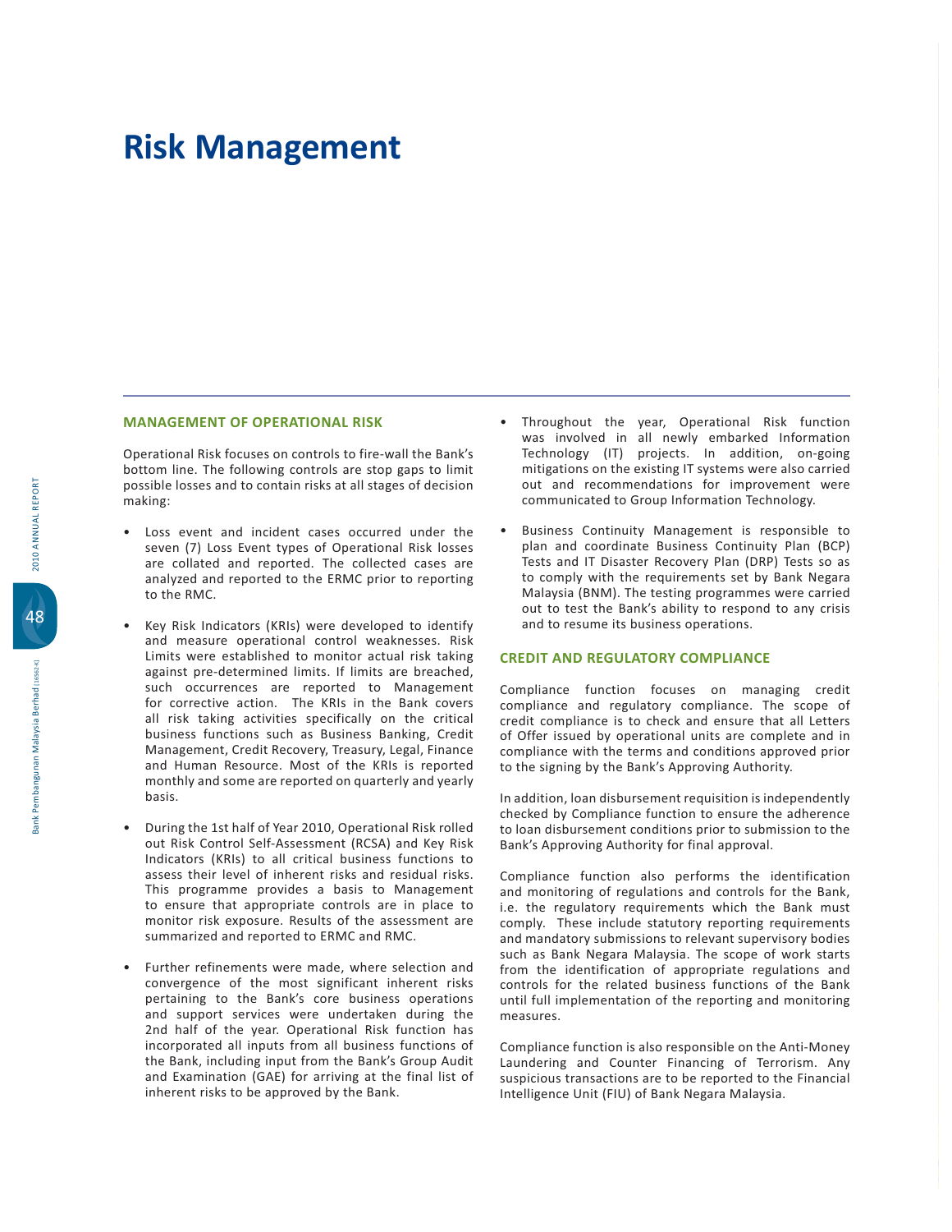# Risk Management

## MANAGEMENT OF OPERATIONAL RISK

Operational Risk focuses on controls to fire-wall the Bank's bottom line. The following controls are stop gaps to limit possible losses and to contain risks at all stages of decision making:

- Loss event and incident cases occurred under the seven (7) Loss Event types of Operational Risk losses are collated and reported. The collected cases are analyzed and reported to the ERMC prior to reporting to the RMC.

- Key Risk Indicators (KRIs) were developed to identify and measure operational control weaknesses. Risk Limits were established to monitor actual risk taking against pre-determined limits. If limits are breached, such occurrences are reported to Management for corrective action. The KRIs in the Bank covers all risk taking activities specifically on the critical business functions such as Business Banking, Credit Management, Credit Recovery, Treasury, Legal, Finance and Human Resource. Most of the KRIs is reported monthly and some are reported on quarterly and yearly basis.

- During the 1st half of Year 2010, Operational Risk rolled out Risk Control Self-Assessment (RCSA) and Key Risk Indicators (KRIs) to all critical business functions to assess their level of inherent risks and residual risks. This programme provides a basis to Management to ensure that appropriate controls are in place to monitor risk exposure. Results of the assessment are summarized and reported to ERMC and RMC.

- Further refinements were made, where selection and convergence of the most significant inherent risks pertaining to the Bank's core business operations and support services were undertaken during the 2nd half of the year. Operational Risk function has incorporated all inputs from all business functions of the Bank, including input from the Bank's Group Audit and Examination (GAE) for arriving at the final list of inherent risks to be approved by the Bank.

- Throughout the year, Operational Risk function was involved in all newly embarked Information Technology (IT) projects. In addition, on-going mitigations on the existing IT systems were also carried out and recommendations for improvement were communicated to Group Information Technology.

- Business Continuity Management is responsible to plan and coordinate Business Continuity Plan (BCP) Tests and IT Disaster Recovery Plan (DRP) Tests so as to comply with the requirements set by Bank Negara Malaysia (BNM). The testing programmes were carried out to test the Bank's ability to respond to any crisis and to resume its business operations.

## CREDIT AND REGULATORY COMPLIANCE

Compliance function focuses on managing credit compliance and regulatory compliance. The scope of credit compliance is to check and ensure that all Letters of Offer issued by operational units are complete and in compliance with the terms and conditions approved prior to the signing by the Bank's Approving Authority.

In addition, loan disbursement requisition is independently checked by Compliance function to ensure the adherence to loan disbursement conditions prior to submission to the Bank's Approving Authority for final approval.

Compliance function also performs the identification and monitoring of regulations and controls for the Bank, i.e. the regulatory requirements which the Bank must comply. These include statutory reporting requirements and mandatory submissions to relevant supervisory bodies such as Bank Negara Malaysia. The scope of work starts from the identification of appropriate regulations and controls for the related business functions of the Bank until full implementation of the reporting and monitoring measures.

Compliance function is also responsible on the Anti-Money Laundering and Counter Financing of Terrorism. Any suspicious transactions are to be reported to the Financial Intelligence Unit (FIU) of Bank Negara Malaysia.